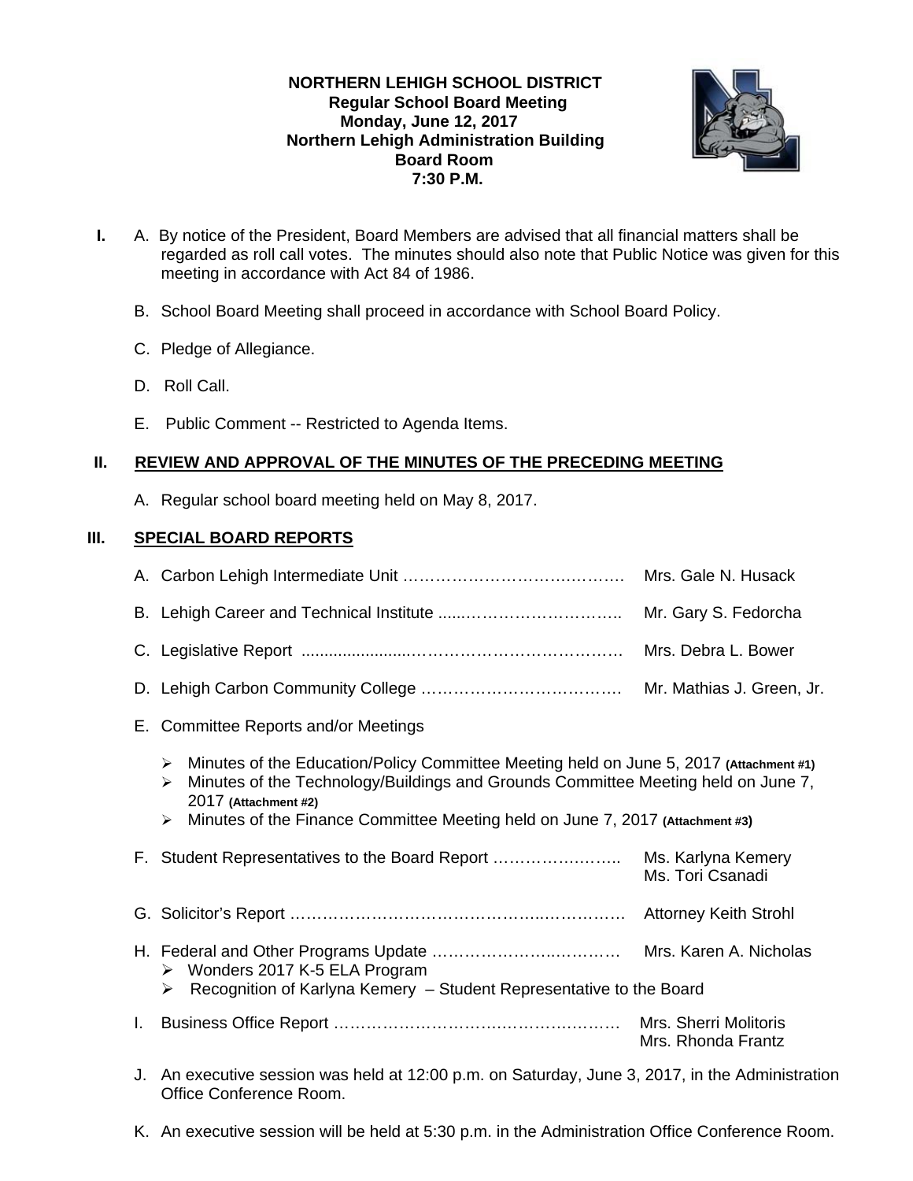**NORTHERN LEHIGH SCHOOL DISTRICT**
**Regular School Board Meeting**
**Monday, June 12, 2017**
**Northern Lehigh Administration Building**
**Board Room**
**7:30 P.M.**

**I.** A. By notice of the President, Board Members are advised that all financial matters shall be regarded as roll call votes. The minutes should also note that Public Notice was given for this meeting in accordance with Act 84 of 1986.

B. School Board Meeting shall proceed in accordance with School Board Policy.

C. Pledge of Allegiance.

D. Roll Call.

E. Public Comment -- Restricted to Agenda Items.

## II. REVIEW AND APPROVAL OF THE MINUTES OF THE PRECEDING MEETING

A. Regular school board meeting held on May 8, 2017.

## III. SPECIAL BOARD REPORTS

A. Carbon Lehigh Intermediate Unit …………………………….……. Mrs. Gale N. Husack

B. Lehigh Career and Technical Institute .....………………………. Mr. Gary S. Fedorcha

C. Legislative Report .......................………………………………. Mrs. Debra L. Bower

D. Lehigh Carbon Community College ………………………………. Mr. Mathias J. Green, Jr.

E. Committee Reports and/or Meetings

- Minutes of the Education/Policy Committee Meeting held on June 5, 2017 **(Attachment #1)**
- Minutes of the Technology/Buildings and Grounds Committee Meeting held on June 7, 2017 **(Attachment #2)**
- Minutes of the Finance Committee Meeting held on June 7, 2017 **(Attachment #3)**

F. Student Representatives to the Board Report ……………….….. Ms. Karlyna Kemery
Ms. Tori Csanadi

G. Solicitor's Report ………………………………………..…………. Attorney Keith Strohl

H. Federal and Other Programs Update ……………………..………… Mrs. Karen A. Nicholas

- Wonders 2017 K-5 ELA Program
- Recognition of Karlyna Kemery – Student Representative to the Board

I. Business Office Report ……………………….……………………… Mrs. Sherri Molitoris
Mrs. Rhonda Frantz

J. An executive session was held at 12:00 p.m. on Saturday, June 3, 2017, in the Administration Office Conference Room.

K. An executive session will be held at 5:30 p.m. in the Administration Office Conference Room.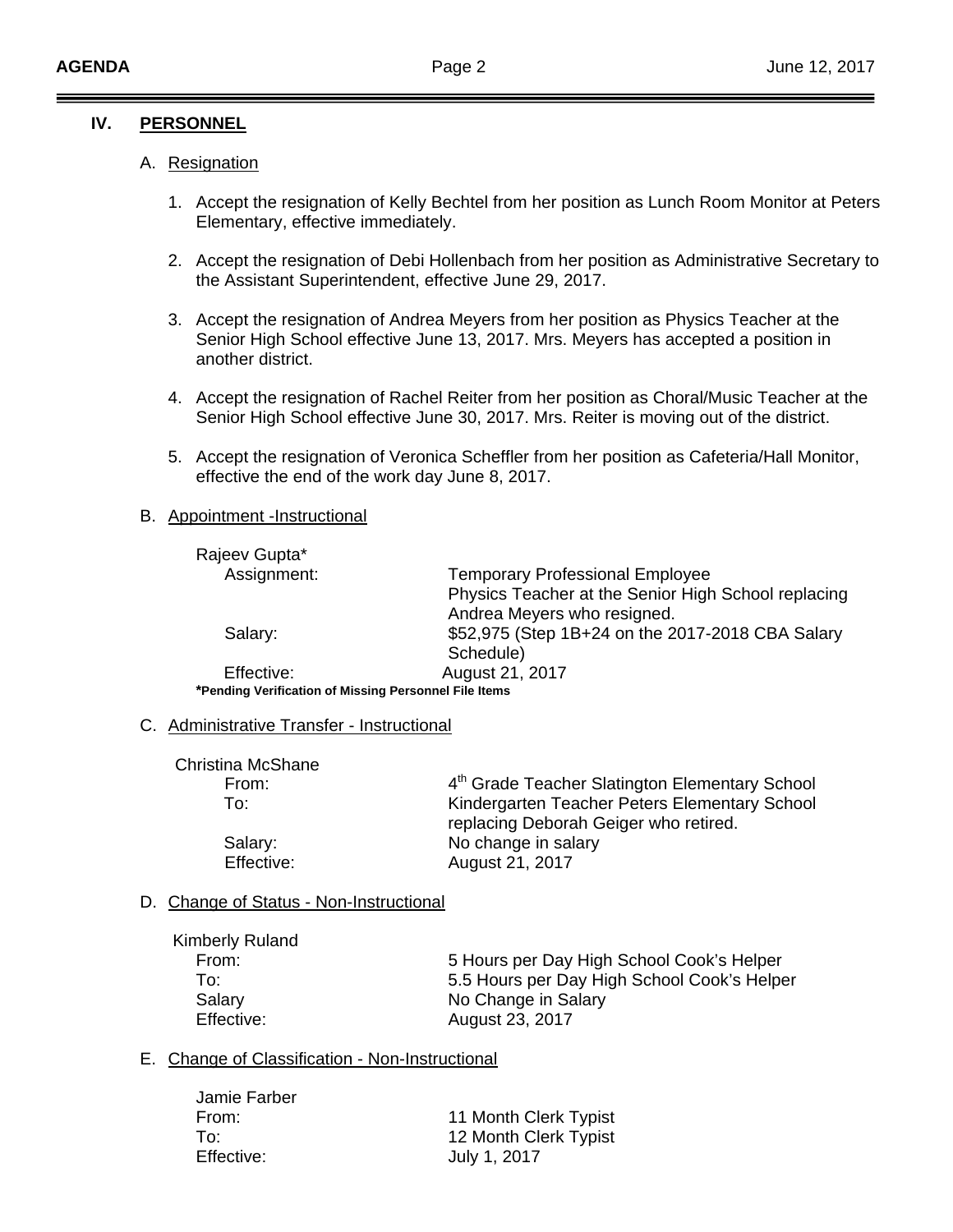## IV. PERSONNEL

### A. Resignation

1. Accept the resignation of Kelly Bechtel from her position as Lunch Room Monitor at Peters Elementary, effective immediately.
2. Accept the resignation of Debi Hollenbach from her position as Administrative Secretary to the Assistant Superintendent, effective June 29, 2017.
3. Accept the resignation of Andrea Meyers from her position as Physics Teacher at the Senior High School effective June 13, 2017. Mrs. Meyers has accepted a position in another district.
4. Accept the resignation of Rachel Reiter from her position as Choral/Music Teacher at the Senior High School effective June 30, 2017. Mrs. Reiter is moving out of the district.
5. Accept the resignation of Veronica Scheffler from her position as Cafeteria/Hall Monitor, effective the end of the work day June 8, 2017.

### B. Appointment -Instructional

Rajeev Gupta*

| | |
|---|---|
| Assignment: | Temporary Professional Employee<br>Physics Teacher at the Senior High School replacing Andrea Meyers who resigned. |
| Salary: | $52,975 (Step 1B+24 on the 2017-2018 CBA Salary Schedule) |
| Effective: | August 21, 2017 |

**\*Pending Verification of Missing Personnel File Items**

### C. Administrative Transfer - Instructional

Christina McShane

| | |
|---|---|
| From: | 4th Grade Teacher Slatington Elementary School |
| To: | Kindergarten Teacher Peters Elementary School replacing Deborah Geiger who retired. |
| Salary: | No change in salary |
| Effective: | August 21, 2017 |

### D. Change of Status - Non-Instructional

Kimberly Ruland

| | |
|---|---|
| From: | 5 Hours per Day High School Cook's Helper |
| To: | 5.5 Hours per Day High School Cook's Helper |
| Salary | No Change in Salary |
| Effective: | August 23, 2017 |

### E. Change of Classification - Non-Instructional

Jamie Farber

| | |
|---|---|
| From: | 11 Month Clerk Typist |
| To: | 12 Month Clerk Typist |
| Effective: | July 1, 2017 |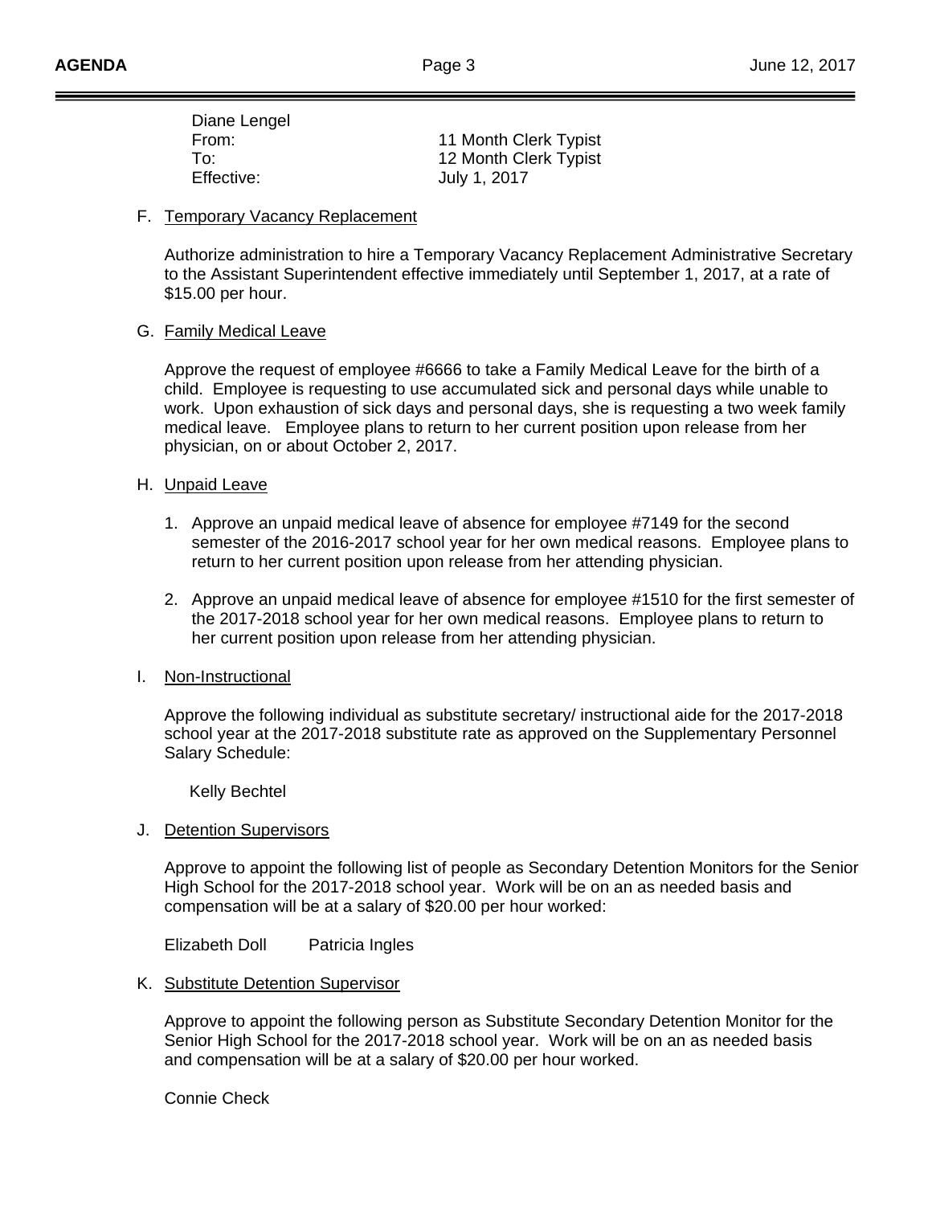Diane Lengel

| | |
|---|---|
| From: | 11 Month Clerk Typist |
| To: | 12 Month Clerk Typist |
| Effective: | July 1, 2017 |

F. Temporary Vacancy Replacement

Authorize administration to hire a Temporary Vacancy Replacement Administrative Secretary to the Assistant Superintendent effective immediately until September 1, 2017, at a rate of $15.00 per hour.

G. Family Medical Leave

Approve the request of employee #6666 to take a Family Medical Leave for the birth of a child. Employee is requesting to use accumulated sick and personal days while unable to work. Upon exhaustion of sick days and personal days, she is requesting a two week family medical leave. Employee plans to return to her current position upon release from her physician, on or about October 2, 2017.

H. Unpaid Leave

1. Approve an unpaid medical leave of absence for employee #7149 for the second semester of the 2016-2017 school year for her own medical reasons. Employee plans to return to her current position upon release from her attending physician.

2. Approve an unpaid medical leave of absence for employee #1510 for the first semester of the 2017-2018 school year for her own medical reasons. Employee plans to return to her current position upon release from her attending physician.

I. Non-Instructional

Approve the following individual as substitute secretary/ instructional aide for the 2017-2018 school year at the 2017-2018 substitute rate as approved on the Supplementary Personnel Salary Schedule:

Kelly Bechtel

J. Detention Supervisors

Approve to appoint the following list of people as Secondary Detention Monitors for the Senior High School for the 2017-2018 school year. Work will be on an as needed basis and compensation will be at a salary of $20.00 per hour worked:

Elizabeth Doll    Patricia Ingles

K. Substitute Detention Supervisor

Approve to appoint the following person as Substitute Secondary Detention Monitor for the Senior High School for the 2017-2018 school year. Work will be on an as needed basis and compensation will be at a salary of $20.00 per hour worked.

Connie Check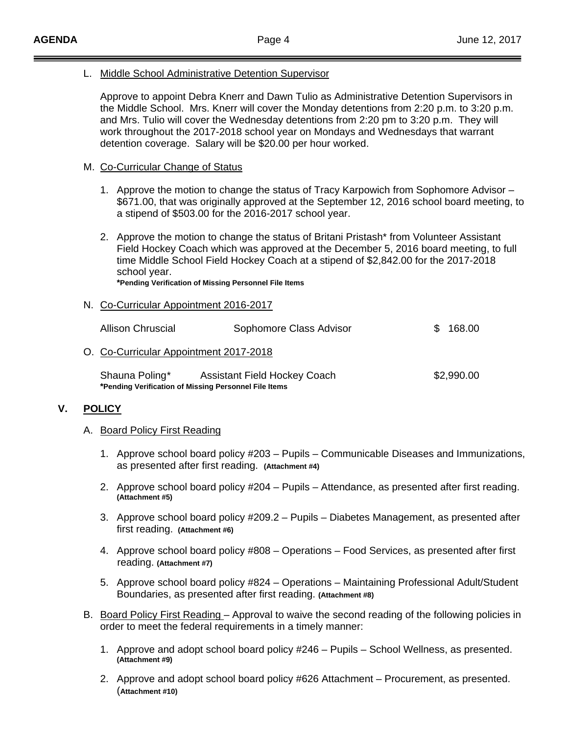L. Middle School Administrative Detention Supervisor

Approve to appoint Debra Knerr and Dawn Tulio as Administrative Detention Supervisors in the Middle School. Mrs. Knerr will cover the Monday detentions from 2:20 p.m. to 3:20 p.m. and Mrs. Tulio will cover the Wednesday detentions from 2:20 pm to 3:20 p.m. They will work throughout the 2017-2018 school year on Mondays and Wednesdays that warrant detention coverage. Salary will be $20.00 per hour worked.

M. Co-Curricular Change of Status

1. Approve the motion to change the status of Tracy Karpowich from Sophomore Advisor – $671.00, that was originally approved at the September 12, 2016 school board meeting, to a stipend of $503.00 for the 2016-2017 school year.

2. Approve the motion to change the status of Britani Pristash* from Volunteer Assistant Field Hockey Coach which was approved at the December 5, 2016 board meeting, to full time Middle School Field Hockey Coach at a stipend of $2,842.00 for the 2017-2018 school year.
**\*Pending Verification of Missing Personnel File Items**

N. Co-Curricular Appointment 2016-2017

| | | |
|---|---|---|
| Allison Chruscial | Sophomore Class Advisor | $ 168.00 |

O. Co-Curricular Appointment 2017-2018

| | | |
|---|---|---|
| Shauna Poling* | Assistant Field Hockey Coach | $2,990.00 |

**\*Pending Verification of Missing Personnel File Items**

## V. POLICY

A. Board Policy First Reading

1. Approve school board policy #203 – Pupils – Communicable Diseases and Immunizations, as presented after first reading. **(Attachment #4)**

2. Approve school board policy #204 – Pupils – Attendance, as presented after first reading. **(Attachment #5)**

3. Approve school board policy #209.2 – Pupils – Diabetes Management, as presented after first reading. **(Attachment #6)**

4. Approve school board policy #808 – Operations – Food Services, as presented after first reading. **(Attachment #7)**

5. Approve school board policy #824 – Operations – Maintaining Professional Adult/Student Boundaries, as presented after first reading. **(Attachment #8)**

B. Board Policy First Reading – Approval to waive the second reading of the following policies in order to meet the federal requirements in a timely manner:

1. Approve and adopt school board policy #246 – Pupils – School Wellness, as presented. **(Attachment #9)**

2. Approve and adopt school board policy #626 Attachment – Procurement, as presented. (**Attachment #10)**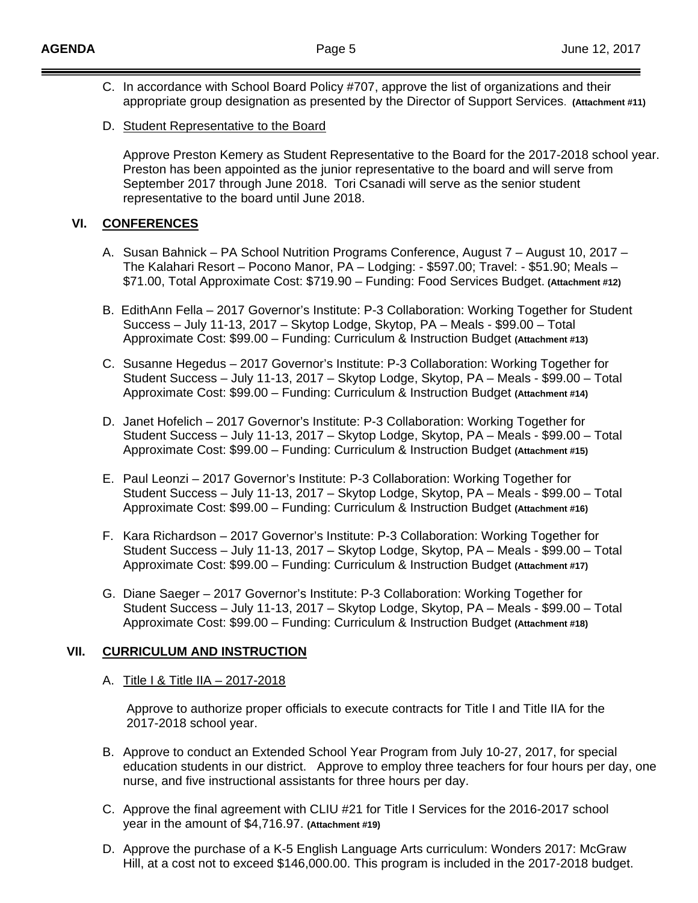C. In accordance with School Board Policy #707, approve the list of organizations and their appropriate group designation as presented by the Director of Support Services. **(Attachment #11)**

D. <u>Student Representative to the Board</u>

Approve Preston Kemery as Student Representative to the Board for the 2017-2018 school year. Preston has been appointed as the junior representative to the board and will serve from September 2017 through June 2018. Tori Csanadi will serve as the senior student representative to the board until June 2018.

## VI. CONFERENCES

A. Susan Bahnick – PA School Nutrition Programs Conference, August 7 – August 10, 2017 – The Kalahari Resort – Pocono Manor, PA – Lodging: - $597.00; Travel: - $51.90; Meals – $71.00, Total Approximate Cost: $719.90 – Funding: Food Services Budget. **(Attachment #12)**

B. EdithAnn Fella – 2017 Governor's Institute: P-3 Collaboration: Working Together for Student Success – July 11-13, 2017 – Skytop Lodge, Skytop, PA – Meals - $99.00 – Total Approximate Cost: $99.00 – Funding: Curriculum & Instruction Budget **(Attachment #13)**

C. Susanne Hegedus – 2017 Governor's Institute: P-3 Collaboration: Working Together for Student Success – July 11-13, 2017 – Skytop Lodge, Skytop, PA – Meals - $99.00 – Total Approximate Cost: $99.00 – Funding: Curriculum & Instruction Budget **(Attachment #14)**

D. Janet Hofelich – 2017 Governor's Institute: P-3 Collaboration: Working Together for Student Success – July 11-13, 2017 – Skytop Lodge, Skytop, PA – Meals - $99.00 – Total Approximate Cost: $99.00 – Funding: Curriculum & Instruction Budget **(Attachment #15)**

E. Paul Leonzi – 2017 Governor's Institute: P-3 Collaboration: Working Together for Student Success – July 11-13, 2017 – Skytop Lodge, Skytop, PA – Meals - $99.00 – Total Approximate Cost: $99.00 – Funding: Curriculum & Instruction Budget **(Attachment #16)**

F. Kara Richardson – 2017 Governor's Institute: P-3 Collaboration: Working Together for Student Success – July 11-13, 2017 – Skytop Lodge, Skytop, PA – Meals - $99.00 – Total Approximate Cost: $99.00 – Funding: Curriculum & Instruction Budget **(Attachment #17)**

G. Diane Saeger – 2017 Governor's Institute: P-3 Collaboration: Working Together for Student Success – July 11-13, 2017 – Skytop Lodge, Skytop, PA – Meals - $99.00 – Total Approximate Cost: $99.00 – Funding: Curriculum & Instruction Budget **(Attachment #18)**

## VII. CURRICULUM AND INSTRUCTION

A. <u>Title I & Title IIA – 2017-2018</u>

Approve to authorize proper officials to execute contracts for Title I and Title IIA for the 2017-2018 school year.

B. Approve to conduct an Extended School Year Program from July 10-27, 2017, for special education students in our district. Approve to employ three teachers for four hours per day, one nurse, and five instructional assistants for three hours per day.

C. Approve the final agreement with CLIU #21 for Title I Services for the 2016-2017 school year in the amount of $4,716.97. **(Attachment #19)**

D. Approve the purchase of a K-5 English Language Arts curriculum: Wonders 2017: McGraw Hill, at a cost not to exceed $146,000.00. This program is included in the 2017-2018 budget.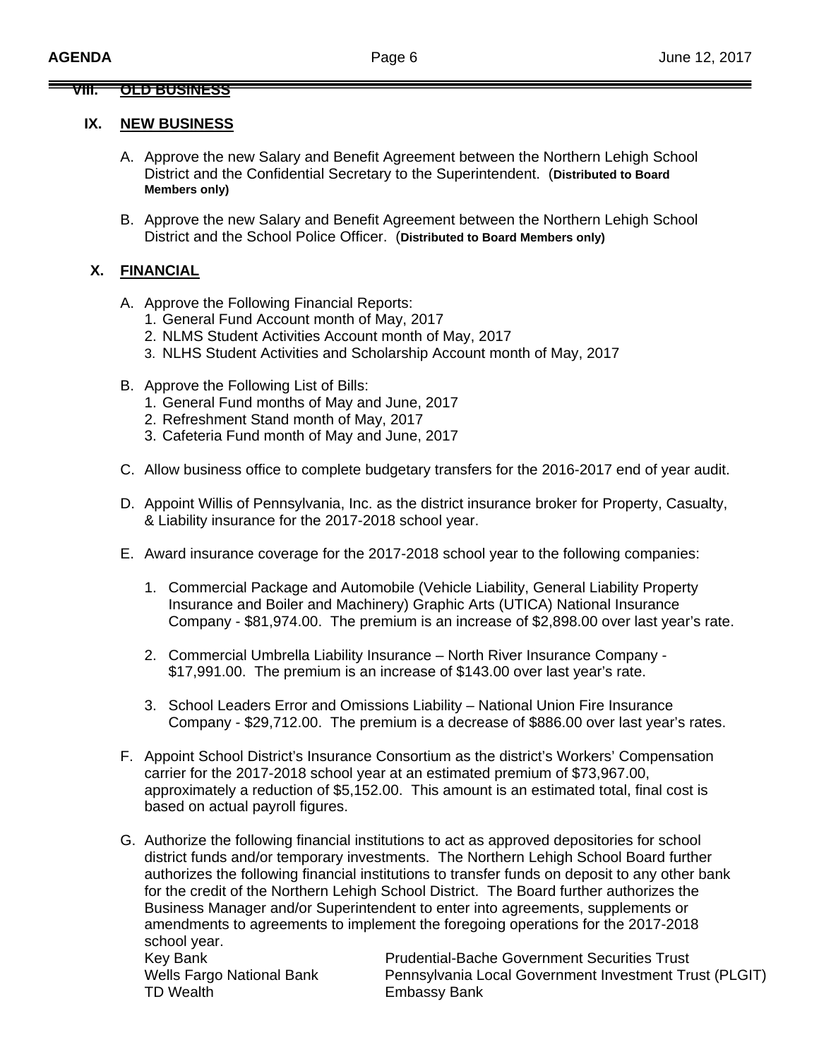## VIII. OLD BUSINESS

## IX. NEW BUSINESS

A. Approve the new Salary and Benefit Agreement between the Northern Lehigh School District and the Confidential Secretary to the Superintendent. (**Distributed to Board Members only)**

B. Approve the new Salary and Benefit Agreement between the Northern Lehigh School District and the School Police Officer. (**Distributed to Board Members only)**

## X. FINANCIAL

A. Approve the Following Financial Reports:
   1. General Fund Account month of May, 2017
   2. NLMS Student Activities Account month of May, 2017
   3. NLHS Student Activities and Scholarship Account month of May, 2017

B. Approve the Following List of Bills:
   1. General Fund months of May and June, 2017
   2. Refreshment Stand month of May, 2017
   3. Cafeteria Fund month of May and June, 2017

C. Allow business office to complete budgetary transfers for the 2016-2017 end of year audit.

D. Appoint Willis of Pennsylvania, Inc. as the district insurance broker for Property, Casualty, & Liability insurance for the 2017-2018 school year.

E. Award insurance coverage for the 2017-2018 school year to the following companies:

   1. Commercial Package and Automobile (Vehicle Liability, General Liability Property Insurance and Boiler and Machinery) Graphic Arts (UTICA) National Insurance Company - $81,974.00. The premium is an increase of $2,898.00 over last year's rate.

   2. Commercial Umbrella Liability Insurance – North River Insurance Company - $17,991.00. The premium is an increase of $143.00 over last year's rate.

   3. School Leaders Error and Omissions Liability – National Union Fire Insurance Company - $29,712.00. The premium is a decrease of $886.00 over last year's rates.

F. Appoint School District's Insurance Consortium as the district's Workers' Compensation carrier for the 2017-2018 school year at an estimated premium of $73,967.00, approximately a reduction of $5,152.00. This amount is an estimated total, final cost is based on actual payroll figures.

G. Authorize the following financial institutions to act as approved depositories for school district funds and/or temporary investments. The Northern Lehigh School Board further authorizes the following financial institutions to transfer funds on deposit to any other bank for the credit of the Northern Lehigh School District. The Board further authorizes the Business Manager and/or Superintendent to enter into agreements, supplements or amendments to agreements to implement the foregoing operations for the 2017-2018 school year.

| | |
|---|---|
| Key Bank | Prudential-Bache Government Securities Trust |
| Wells Fargo National Bank | Pennsylvania Local Government Investment Trust (PLGIT) |
| TD Wealth | Embassy Bank |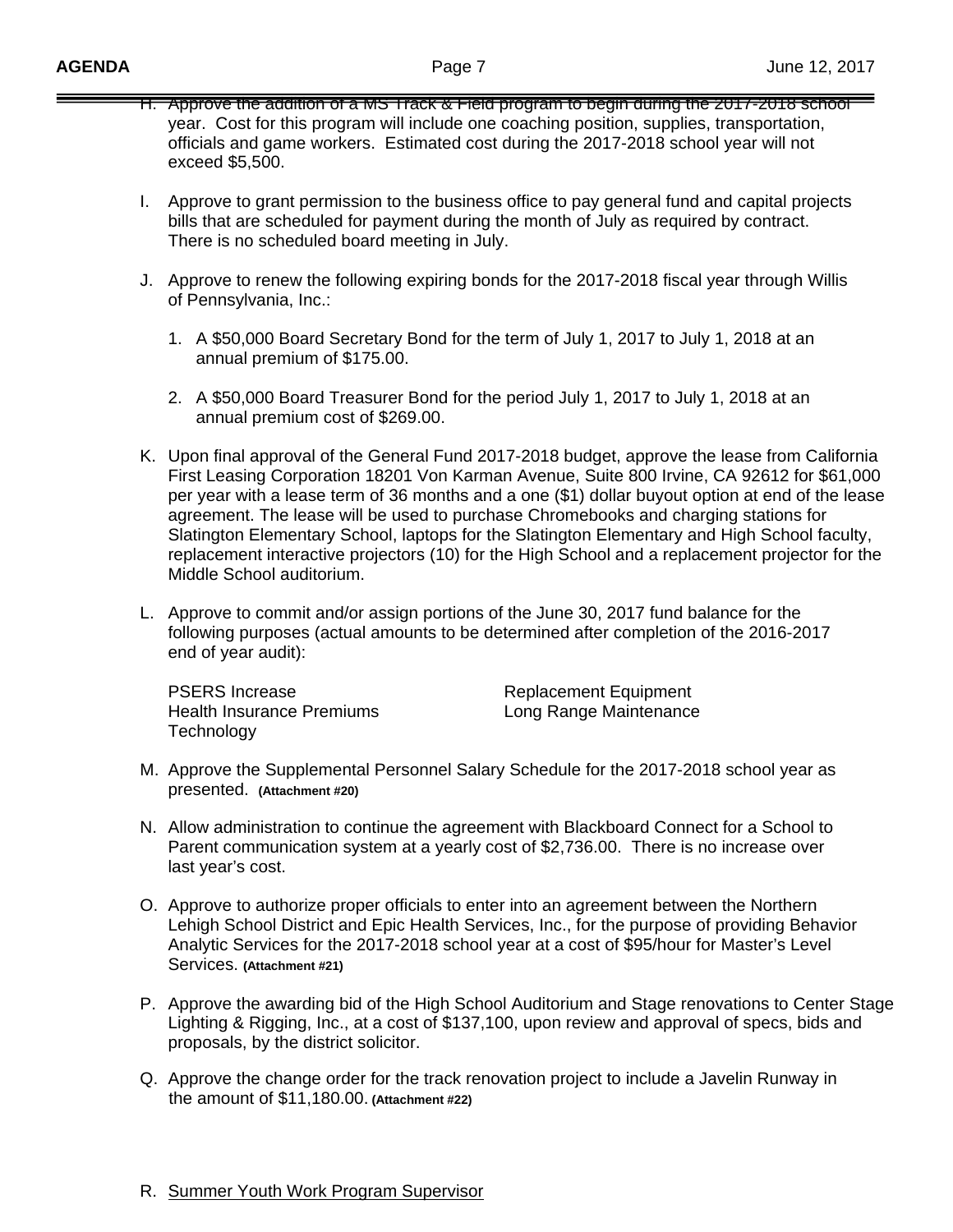H. Approve the addition of a MS Track & Field program to begin during the 2017-2018 school year. Cost for this program will include one coaching position, supplies, transportation, officials and game workers. Estimated cost during the 2017-2018 school year will not exceed $5,500.

I. Approve to grant permission to the business office to pay general fund and capital projects bills that are scheduled for payment during the month of July as required by contract. There is no scheduled board meeting in July.

J. Approve to renew the following expiring bonds for the 2017-2018 fiscal year through Willis of Pennsylvania, Inc.:

   1. A $50,000 Board Secretary Bond for the term of July 1, 2017 to July 1, 2018 at an annual premium of $175.00.

   2. A $50,000 Board Treasurer Bond for the period July 1, 2017 to July 1, 2018 at an annual premium cost of $269.00.

K. Upon final approval of the General Fund 2017-2018 budget, approve the lease from California First Leasing Corporation 18201 Von Karman Avenue, Suite 800 Irvine, CA 92612 for $61,000 per year with a lease term of 36 months and a one ($1) dollar buyout option at end of the lease agreement. The lease will be used to purchase Chromebooks and charging stations for Slatington Elementary School, laptops for the Slatington Elementary and High School faculty, replacement interactive projectors (10) for the High School and a replacement projector for the Middle School auditorium.

L. Approve to commit and/or assign portions of the June 30, 2017 fund balance for the following purposes (actual amounts to be determined after completion of the 2016-2017 end of year audit):

   PSERS Increase
   Health Insurance Premiums
   Technology
   Replacement Equipment
   Long Range Maintenance

M. Approve the Supplemental Personnel Salary Schedule for the 2017-2018 school year as presented. **(Attachment #20)**

N. Allow administration to continue the agreement with Blackboard Connect for a School to Parent communication system at a yearly cost of $2,736.00. There is no increase over last year's cost.

O. Approve to authorize proper officials to enter into an agreement between the Northern Lehigh School District and Epic Health Services, Inc., for the purpose of providing Behavior Analytic Services for the 2017-2018 school year at a cost of $95/hour for Master's Level Services. **(Attachment #21)**

P. Approve the awarding bid of the High School Auditorium and Stage renovations to Center Stage Lighting & Rigging, Inc., at a cost of $137,100, upon review and approval of specs, bids and proposals, by the district solicitor.

Q. Approve the change order for the track renovation project to include a Javelin Runway in the amount of $11,180.00. **(Attachment #22)**

R. <u>Summer Youth Work Program Supervisor</u>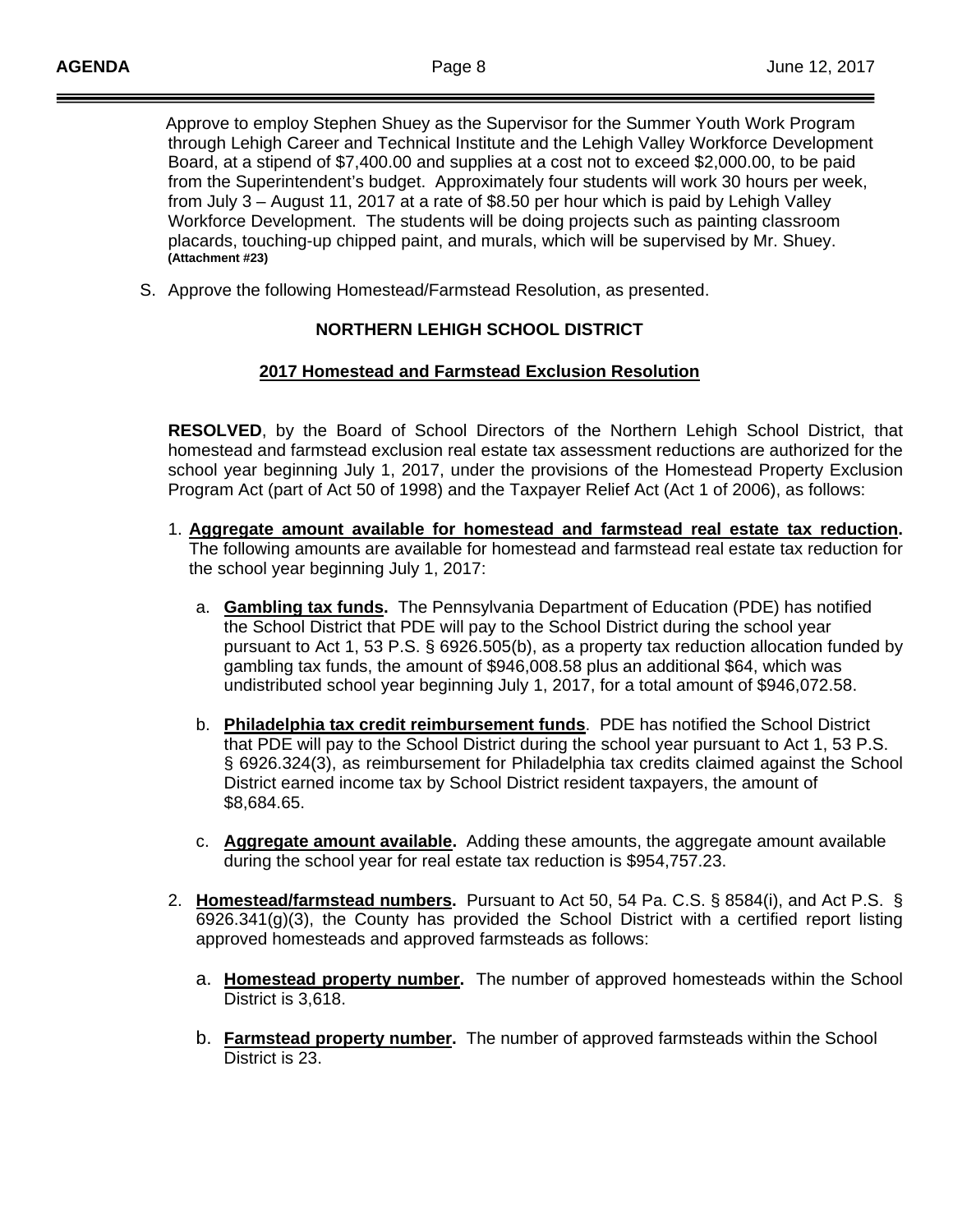Approve to employ Stephen Shuey as the Supervisor for the Summer Youth Work Program through Lehigh Career and Technical Institute and the Lehigh Valley Workforce Development Board, at a stipend of $7,400.00 and supplies at a cost not to exceed $2,000.00, to be paid from the Superintendent's budget. Approximately four students will work 30 hours per week, from July 3 – August 11, 2017 at a rate of $8.50 per hour which is paid by Lehigh Valley Workforce Development. The students will be doing projects such as painting classroom placards, touching-up chipped paint, and murals, which will be supervised by Mr. Shuey. **(Attachment #23)**

S. Approve the following Homestead/Farmstead Resolution, as presented.

**NORTHERN LEHIGH SCHOOL DISTRICT**

**2017 Homestead and Farmstead Exclusion Resolution**

**RESOLVED**, by the Board of School Directors of the Northern Lehigh School District, that homestead and farmstead exclusion real estate tax assessment reductions are authorized for the school year beginning July 1, 2017, under the provisions of the Homestead Property Exclusion Program Act (part of Act 50 of 1998) and the Taxpayer Relief Act (Act 1 of 2006), as follows:

1. **Aggregate amount available for homestead and farmstead real estate tax reduction.** The following amounts are available for homestead and farmstead real estate tax reduction for the school year beginning July 1, 2017:

   a. **Gambling tax funds.** The Pennsylvania Department of Education (PDE) has notified the School District that PDE will pay to the School District during the school year pursuant to Act 1, 53 P.S. § 6926.505(b), as a property tax reduction allocation funded by gambling tax funds, the amount of $946,008.58 plus an additional $64, which was undistributed school year beginning July 1, 2017, for a total amount of $946,072.58.

   b. **Philadelphia tax credit reimbursement funds**. PDE has notified the School District that PDE will pay to the School District during the school year pursuant to Act 1, 53 P.S. § 6926.324(3), as reimbursement for Philadelphia tax credits claimed against the School District earned income tax by School District resident taxpayers, the amount of $8,684.65.

   c. **Aggregate amount available.** Adding these amounts, the aggregate amount available during the school year for real estate tax reduction is $954,757.23.

2. **Homestead/farmstead numbers.** Pursuant to Act 50, 54 Pa. C.S. § 8584(i), and Act P.S. § 6926.341(g)(3), the County has provided the School District with a certified report listing approved homesteads and approved farmsteads as follows:

   a. **Homestead property number.** The number of approved homesteads within the School District is 3,618.

   b. **Farmstead property number.** The number of approved farmsteads within the School District is 23.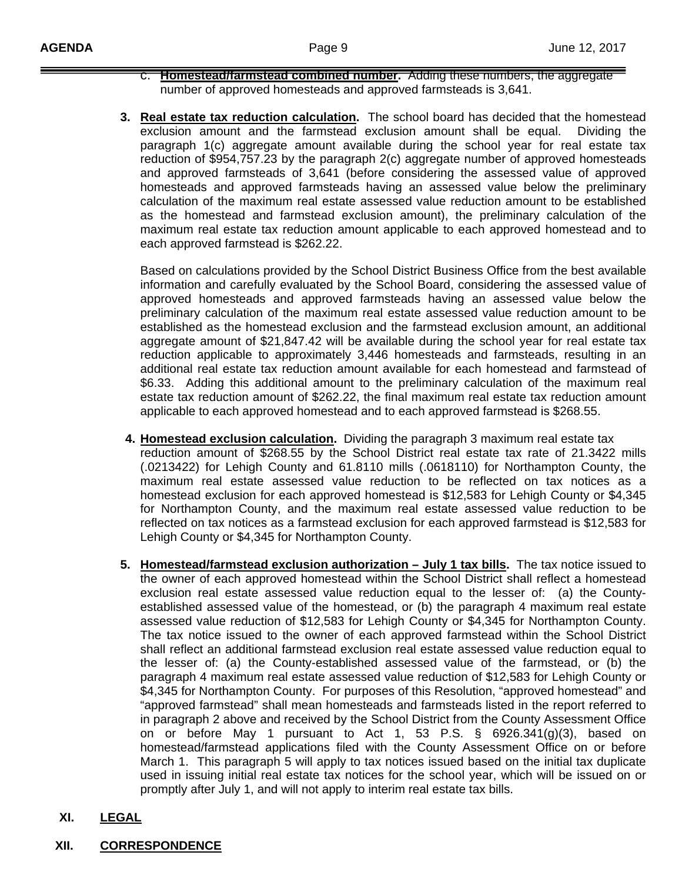c. **Homestead/farmstead combined number.** Adding these numbers, the aggregate number of approved homesteads and approved farmsteads is 3,641.

3. **Real estate tax reduction calculation.** The school board has decided that the homestead exclusion amount and the farmstead exclusion amount shall be equal. Dividing the paragraph 1(c) aggregate amount available during the school year for real estate tax reduction of $954,757.23 by the paragraph 2(c) aggregate number of approved homesteads and approved farmsteads of 3,641 (before considering the assessed value of approved homesteads and approved farmsteads having an assessed value below the preliminary calculation of the maximum real estate assessed value reduction amount to be established as the homestead and farmstead exclusion amount), the preliminary calculation of the maximum real estate tax reduction amount applicable to each approved homestead and to each approved farmstead is $262.22.

   Based on calculations provided by the School District Business Office from the best available information and carefully evaluated by the School Board, considering the assessed value of approved homesteads and approved farmsteads having an assessed value below the preliminary calculation of the maximum real estate assessed value reduction amount to be established as the homestead exclusion and the farmstead exclusion amount, an additional aggregate amount of $21,847.42 will be available during the school year for real estate tax reduction applicable to approximately 3,446 homesteads and farmsteads, resulting in an additional real estate tax reduction amount available for each homestead and farmstead of $6.33. Adding this additional amount to the preliminary calculation of the maximum real estate tax reduction amount of $262.22, the final maximum real estate tax reduction amount applicable to each approved homestead and to each approved farmstead is $268.55.

4. **Homestead exclusion calculation.** Dividing the paragraph 3 maximum real estate tax reduction amount of $268.55 by the School District real estate tax rate of 21.3422 mills (.0213422) for Lehigh County and 61.8110 mills (.0618110) for Northampton County, the maximum real estate assessed value reduction to be reflected on tax notices as a homestead exclusion for each approved homestead is $12,583 for Lehigh County or $4,345 for Northampton County, and the maximum real estate assessed value reduction to be reflected on tax notices as a farmstead exclusion for each approved farmstead is $12,583 for Lehigh County or $4,345 for Northampton County.

5. **Homestead/farmstead exclusion authorization – July 1 tax bills.** The tax notice issued to the owner of each approved homestead within the School District shall reflect a homestead exclusion real estate assessed value reduction equal to the lesser of: (a) the County-established assessed value of the homestead, or (b) the paragraph 4 maximum real estate assessed value reduction of $12,583 for Lehigh County or $4,345 for Northampton County. The tax notice issued to the owner of each approved farmstead within the School District shall reflect an additional farmstead exclusion real estate assessed value reduction equal to the lesser of: (a) the County-established assessed value of the farmstead, or (b) the paragraph 4 maximum real estate assessed value reduction of $12,583 for Lehigh County or $4,345 for Northampton County. For purposes of this Resolution, "approved homestead" and "approved farmstead" shall mean homesteads and farmsteads listed in the report referred to in paragraph 2 above and received by the School District from the County Assessment Office on or before May 1 pursuant to Act 1, 53 P.S. § 6926.341(g)(3), based on homestead/farmstead applications filed with the County Assessment Office on or before March 1. This paragraph 5 will apply to tax notices issued based on the initial tax duplicate used in issuing initial real estate tax notices for the school year, which will be issued on or promptly after July 1, and will not apply to interim real estate tax bills.

## XI. LEGAL

## XII. CORRESPONDENCE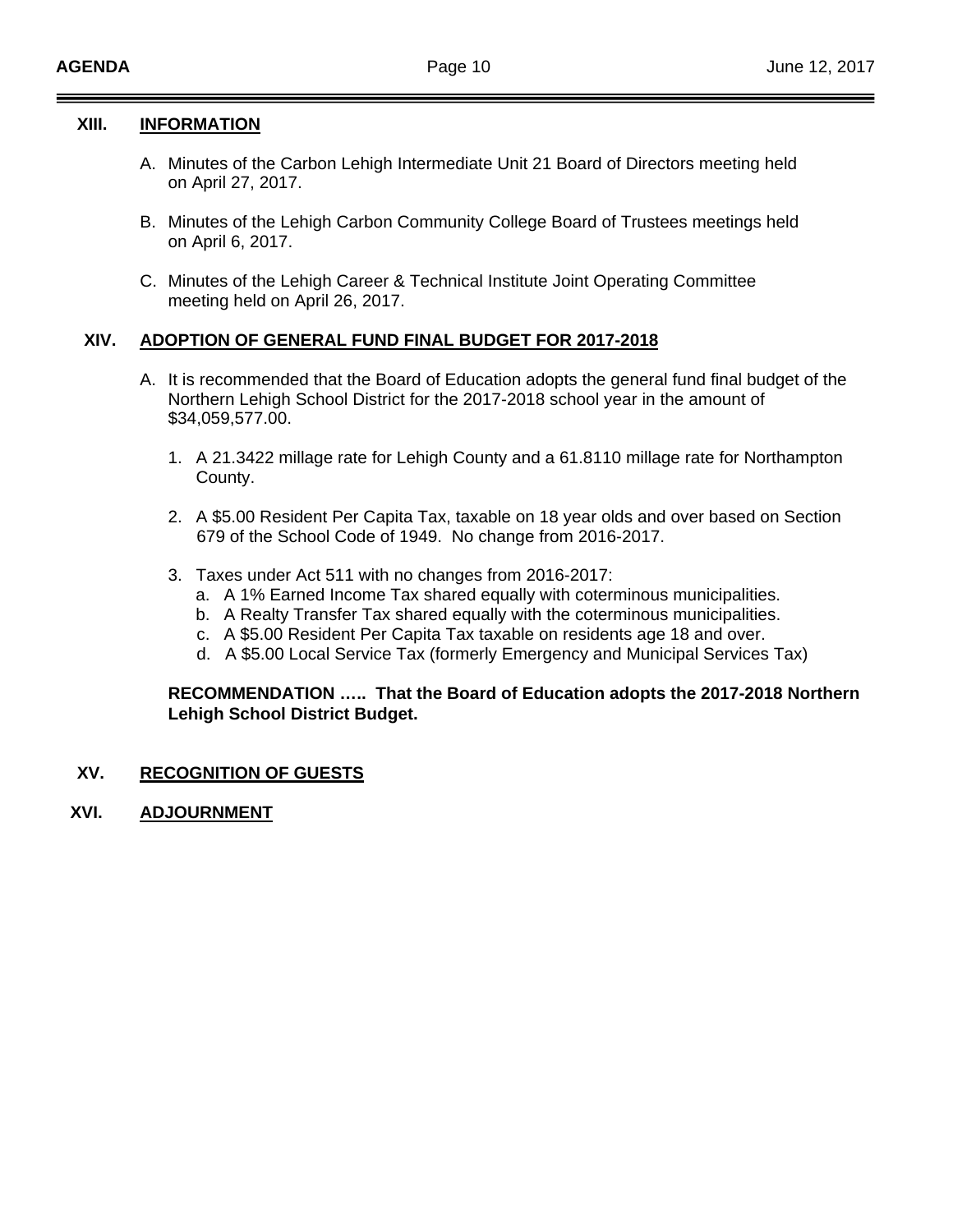## XIII. INFORMATION

A. Minutes of the Carbon Lehigh Intermediate Unit 21 Board of Directors meeting held on April 27, 2017.

B. Minutes of the Lehigh Carbon Community College Board of Trustees meetings held on April 6, 2017.

C. Minutes of the Lehigh Career & Technical Institute Joint Operating Committee meeting held on April 26, 2017.

## XIV. ADOPTION OF GENERAL FUND FINAL BUDGET FOR 2017-2018

A. It is recommended that the Board of Education adopts the general fund final budget of the Northern Lehigh School District for the 2017-2018 school year in the amount of $34,059,577.00.

1. A 21.3422 millage rate for Lehigh County and a 61.8110 millage rate for Northampton County.

2. A $5.00 Resident Per Capita Tax, taxable on 18 year olds and over based on Section 679 of the School Code of 1949. No change from 2016-2017.

3. Taxes under Act 511 with no changes from 2016-2017:
   a. A 1% Earned Income Tax shared equally with coterminous municipalities.
   b. A Realty Transfer Tax shared equally with the coterminous municipalities.
   c. A $5.00 Resident Per Capita Tax taxable on residents age 18 and over.
   d. A $5.00 Local Service Tax (formerly Emergency and Municipal Services Tax)

**RECOMMENDATION ….. That the Board of Education adopts the 2017-2018 Northern Lehigh School District Budget.**

## XV. RECOGNITION OF GUESTS

## XVI. ADJOURNMENT